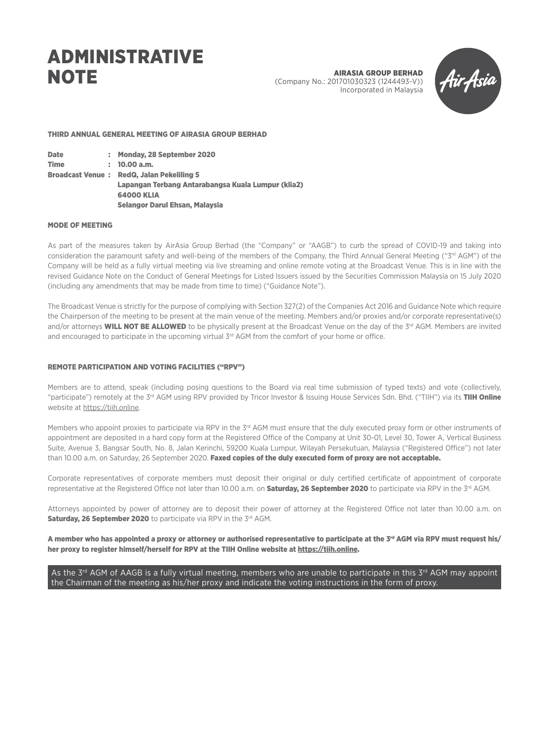# ADMINISTRATIVE NOTE

**AIRASIA GROUP BERHAD**
(Company No.: 201701030323 (1244493-V))
Incorporated in Malaysia

## THIRD ANNUAL GENERAL MEETING OF AIRASIA GROUP BERHAD

**Date** : **Monday, 28 September 2020**
**Time** : **10.00 a.m.**
**Broadcast Venue** : **RedQ, Jalan Pekeliling 5**
**Lapangan Terbang Antarabangsa Kuala Lumpur (klia2)**
**64000 KLIA**
**Selangor Darul Ehsan, Malaysia**

## MODE OF MEETING

As part of the measures taken by AirAsia Group Berhad (the "Company" or "AAGB") to curb the spread of COVID-19 and taking into consideration the paramount safety and well-being of the members of the Company, the Third Annual General Meeting ("3rd AGM") of the Company will be held as a fully virtual meeting via live streaming and online remote voting at the Broadcast Venue. This is in line with the revised Guidance Note on the Conduct of General Meetings for Listed Issuers issued by the Securities Commission Malaysia on 15 July 2020 (including any amendments that may be made from time to time) ("Guidance Note").

The Broadcast Venue is strictly for the purpose of complying with Section 327(2) of the Companies Act 2016 and Guidance Note which require the Chairperson of the meeting to be present at the main venue of the meeting. Members and/or proxies and/or corporate representative(s) and/or attorneys **WILL NOT BE ALLOWED** to be physically present at the Broadcast Venue on the day of the 3rd AGM. Members are invited and encouraged to participate in the upcoming virtual 3rd AGM from the comfort of your home or office.

## REMOTE PARTICIPATION AND VOTING FACILITIES ("RPV")

Members are to attend, speak (including posing questions to the Board via real time submission of typed texts) and vote (collectively, "participate") remotely at the 3rd AGM using RPV provided by Tricor Investor & Issuing House Services Sdn. Bhd. ("TIIH") via its **TIIH Online** website at https://tiih.online.

Members who appoint proxies to participate via RPV in the 3rd AGM must ensure that the duly executed proxy form or other instruments of appointment are deposited in a hard copy form at the Registered Office of the Company at Unit 30-01, Level 30, Tower A, Vertical Business Suite, Avenue 3, Bangsar South, No. 8, Jalan Kerinchi, 59200 Kuala Lumpur, Wilayah Persekutuan, Malaysia ("Registered Office") not later than 10.00 a.m. on Saturday, 26 September 2020. **Faxed copies of the duly executed form of proxy are not acceptable.**

Corporate representatives of corporate members must deposit their original or duly certified certificate of appointment of corporate representative at the Registered Office not later than 10.00 a.m. on **Saturday, 26 September 2020** to participate via RPV in the 3rd AGM.

Attorneys appointed by power of attorney are to deposit their power of attorney at the Registered Office not later than 10.00 a.m. on **Saturday, 26 September 2020** to participate via RPV in the 3rd AGM.

**A member who has appointed a proxy or attorney or authorised representative to participate at the 3rd AGM via RPV must request his/her proxy to register himself/herself for RPV at the TIIH Online website at https://tiih.online.**

As the 3rd AGM of AAGB is a fully virtual meeting, members who are unable to participate in this 3rd AGM may appoint the Chairman of the meeting as his/her proxy and indicate the voting instructions in the form of proxy.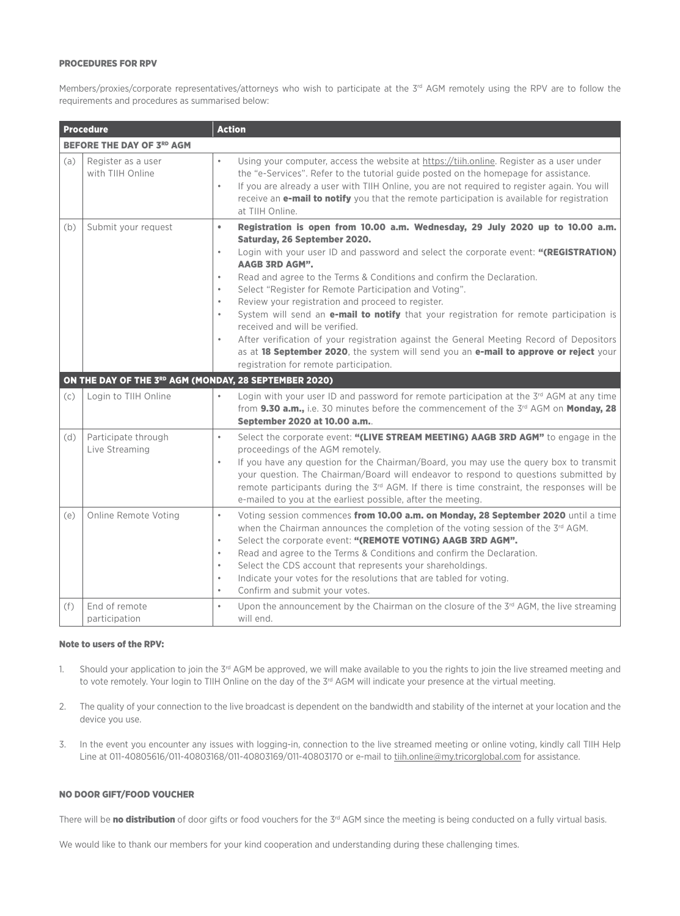## PROCEDURES FOR RPV

Members/proxies/corporate representatives/attorneys who wish to participate at the 3rd AGM remotely using the RPV are to follow the requirements and procedures as summarised below:

| Procedure | | Action |
|---|---|---|
| **BEFORE THE DAY OF 3RD AGM** | | |
| (a) | Register as a user with TIIH Online | • Using your computer, access the website at https://tiih.online. Register as a user under the "e-Services". Refer to the tutorial guide posted on the homepage for assistance.<br>• If you are already a user with TIIH Online, you are not required to register again. You will receive an **e-mail to notify** you that the remote participation is available for registration at TIIH Online. |
| (b) | Submit your request | • **Registration is open from 10.00 a.m. Wednesday, 29 July 2020 up to 10.00 a.m. Saturday, 26 September 2020.**<br>• Login with your user ID and password and select the corporate event: **"(REGISTRATION) AAGB 3RD AGM".**<br>• Read and agree to the Terms & Conditions and confirm the Declaration.<br>• Select "Register for Remote Participation and Voting".<br>• Review your registration and proceed to register.<br>• System will send an **e-mail to notify** that your registration for remote participation is received and will be verified.<br>• After verification of your registration against the General Meeting Record of Depositors as at **18 September 2020**, the system will send you an **e-mail to approve or reject** your registration for remote participation. |
| **ON THE DAY OF THE 3RD AGM (MONDAY, 28 SEPTEMBER 2020)** | | |
| (c) | Login to TIIH Online | • Login with your user ID and password for remote participation at the 3rd AGM at any time from **9.30 a.m.,** i.e. 30 minutes before the commencement of the 3rd AGM on **Monday, 28 September 2020 at 10.00 a.m.**. |
| (d) | Participate through Live Streaming | • Select the corporate event: **"(LIVE STREAM MEETING) AAGB 3RD AGM"** to engage in the proceedings of the AGM remotely.<br>• If you have any question for the Chairman/Board, you may use the query box to transmit your question. The Chairman/Board will endeavor to respond to questions submitted by remote participants during the 3rd AGM. If there is time constraint, the responses will be e-mailed to you at the earliest possible, after the meeting. |
| (e) | Online Remote Voting | • Voting session commences **from 10.00 a.m. on Monday, 28 September 2020** until a time when the Chairman announces the completion of the voting session of the 3rd AGM.<br>• Select the corporate event: **"(REMOTE VOTING) AAGB 3RD AGM".**<br>• Read and agree to the Terms & Conditions and confirm the Declaration.<br>• Select the CDS account that represents your shareholdings.<br>• Indicate your votes for the resolutions that are tabled for voting.<br>• Confirm and submit your votes. |
| (f) | End of remote participation | • Upon the announcement by the Chairman on the closure of the 3rd AGM, the live streaming will end. |

### Note to users of the RPV:

1. Should your application to join the 3rd AGM be approved, we will make available to you the rights to join the live streamed meeting and to vote remotely. Your login to TIIH Online on the day of the 3rd AGM will indicate your presence at the virtual meeting.

2. The quality of your connection to the live broadcast is dependent on the bandwidth and stability of the internet at your location and the device you use.

3. In the event you encounter any issues with logging-in, connection to the live streamed meeting or online voting, kindly call TIIH Help Line at 011-40805616/011-40803168/011-40803169/011-40803170 or e-mail to tiih.online@my.tricorglobal.com for assistance.

## NO DOOR GIFT/FOOD VOUCHER

There will be **no distribution** of door gifts or food vouchers for the 3rd AGM since the meeting is being conducted on a fully virtual basis.

We would like to thank our members for your kind cooperation and understanding during these challenging times.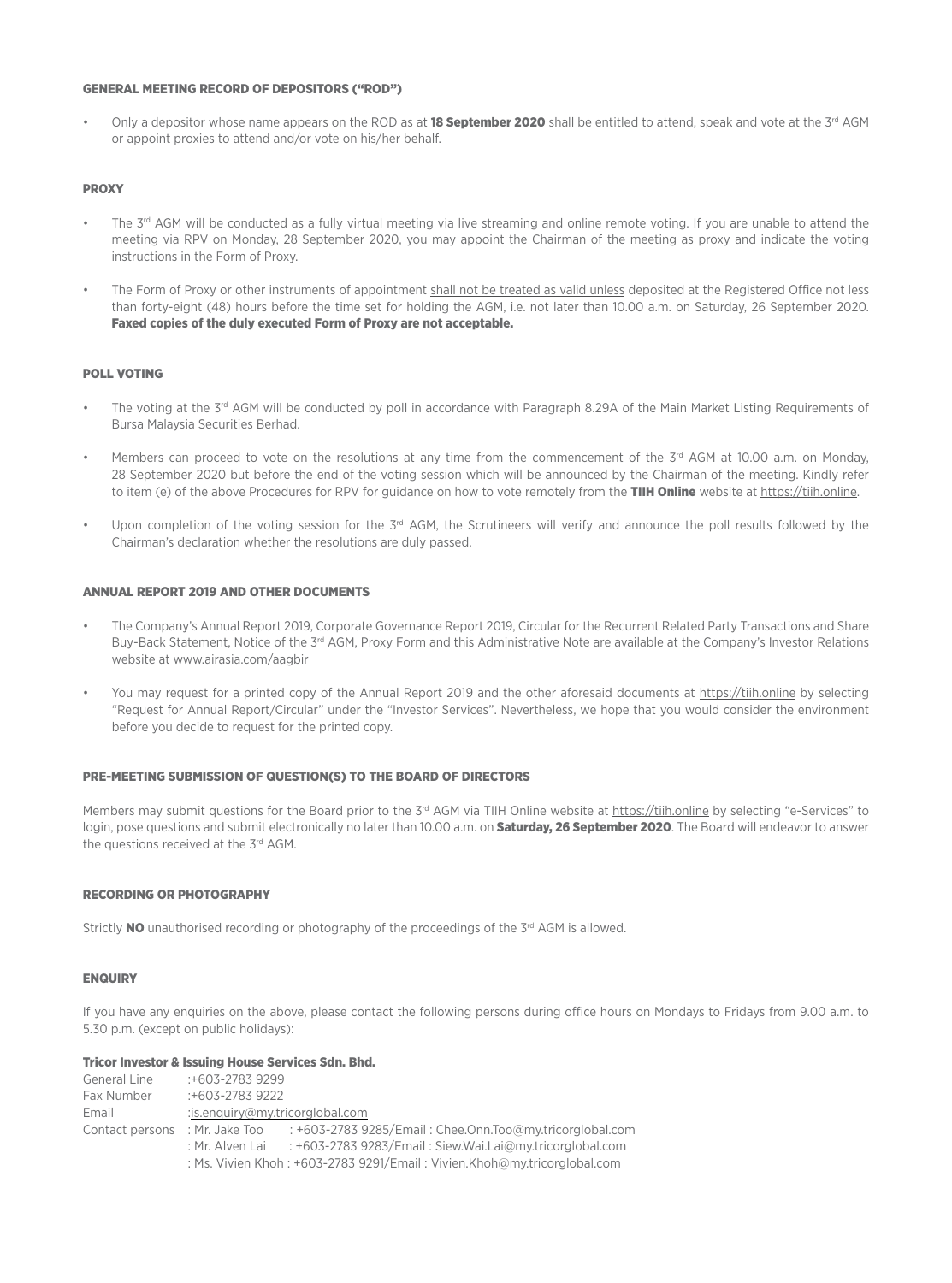## GENERAL MEETING RECORD OF DEPOSITORS ("ROD")

- Only a depositor whose name appears on the ROD as at **18 September 2020** shall be entitled to attend, speak and vote at the 3rd AGM or appoint proxies to attend and/or vote on his/her behalf.

## PROXY

- The 3rd AGM will be conducted as a fully virtual meeting via live streaming and online remote voting. If you are unable to attend the meeting via RPV on Monday, 28 September 2020, you may appoint the Chairman of the meeting as proxy and indicate the voting instructions in the Form of Proxy.
- The Form of Proxy or other instruments of appointment shall not be treated as valid unless deposited at the Registered Office not less than forty-eight (48) hours before the time set for holding the AGM, i.e. not later than 10.00 a.m. on Saturday, 26 September 2020. **Faxed copies of the duly executed Form of Proxy are not acceptable.**

## POLL VOTING

- The voting at the 3rd AGM will be conducted by poll in accordance with Paragraph 8.29A of the Main Market Listing Requirements of Bursa Malaysia Securities Berhad.
- Members can proceed to vote on the resolutions at any time from the commencement of the 3rd AGM at 10.00 a.m. on Monday, 28 September 2020 but before the end of the voting session which will be announced by the Chairman of the meeting. Kindly refer to item (e) of the above Procedures for RPV for guidance on how to vote remotely from the **TIIH Online** website at https://tiih.online.
- Upon completion of the voting session for the 3rd AGM, the Scrutineers will verify and announce the poll results followed by the Chairman's declaration whether the resolutions are duly passed.

## ANNUAL REPORT 2019 AND OTHER DOCUMENTS

- The Company's Annual Report 2019, Corporate Governance Report 2019, Circular for the Recurrent Related Party Transactions and Share Buy-Back Statement, Notice of the 3rd AGM, Proxy Form and this Administrative Note are available at the Company's Investor Relations website at www.airasia.com/aagbir
- You may request for a printed copy of the Annual Report 2019 and the other aforesaid documents at https://tiih.online by selecting "Request for Annual Report/Circular" under the "Investor Services". Nevertheless, we hope that you would consider the environment before you decide to request for the printed copy.

## PRE-MEETING SUBMISSION OF QUESTION(S) TO THE BOARD OF DIRECTORS

Members may submit questions for the Board prior to the 3rd AGM via TIIH Online website at https://tiih.online by selecting "e-Services" to login, pose questions and submit electronically no later than 10.00 a.m. on **Saturday, 26 September 2020**. The Board will endeavor to answer the questions received at the 3rd AGM.

## RECORDING OR PHOTOGRAPHY

Strictly **NO** unauthorised recording or photography of the proceedings of the 3rd AGM is allowed.

## ENQUIRY

If you have any enquiries on the above, please contact the following persons during office hours on Mondays to Fridays from 9.00 a.m. to 5.30 p.m. (except on public holidays):

**Tricor Investor & Issuing House Services Sdn. Bhd.**

General Line :+603-2783 9299
Fax Number :+603-2783 9222
Email :is.enquiry@my.tricorglobal.com
Contact persons : Mr. Jake Too : +603-2783 9285/Email : Chee.Onn.Too@my.tricorglobal.com
: Mr. Alven Lai : +603-2783 9283/Email : Siew.Wai.Lai@my.tricorglobal.com
: Ms. Vivien Khoh : +603-2783 9291/Email : Vivien.Khoh@my.tricorglobal.com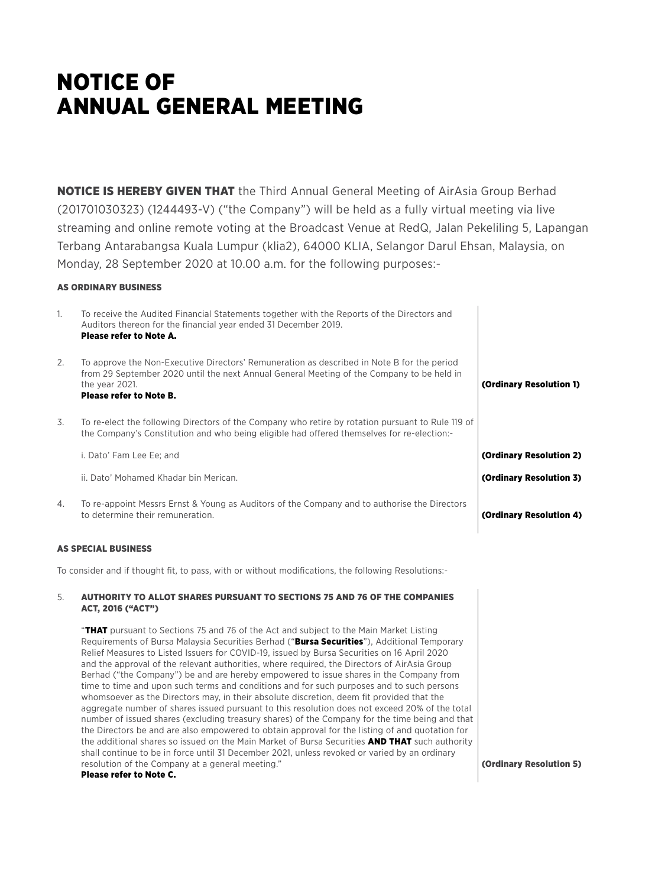# NOTICE OF ANNUAL GENERAL MEETING

**NOTICE IS HEREBY GIVEN THAT** the Third Annual General Meeting of AirAsia Group Berhad (201701030323) (1244493-V) ("the Company") will be held as a fully virtual meeting via live streaming and online remote voting at the Broadcast Venue at RedQ, Jalan Pekeliling 5, Lapangan Terbang Antarabangsa Kuala Lumpur (klia2), 64000 KLIA, Selangor Darul Ehsan, Malaysia, on Monday, 28 September 2020 at 10.00 a.m. for the following purposes:-

### AS ORDINARY BUSINESS

1. To receive the Audited Financial Statements together with the Reports of the Directors and Auditors thereon for the financial year ended 31 December 2019.
   **Please refer to Note A.**

2. To approve the Non-Executive Directors' Remuneration as described in Note B for the period from 29 September 2020 until the next Annual General Meeting of the Company to be held in the year 2021. **(Ordinary Resolution 1)**
   **Please refer to Note B.**

3. To re-elect the following Directors of the Company who retire by rotation pursuant to Rule 119 of the Company's Constitution and who being eligible had offered themselves for re-election:-

   i. Dato' Fam Lee Ee; and **(Ordinary Resolution 2)**

   ii. Dato' Mohamed Khadar bin Merican. **(Ordinary Resolution 3)**

4. To re-appoint Messrs Ernst & Young as Auditors of the Company and to authorise the Directors to determine their remuneration. **(Ordinary Resolution 4)**

### AS SPECIAL BUSINESS

To consider and if thought fit, to pass, with or without modifications, the following Resolutions:-

5. **AUTHORITY TO ALLOT SHARES PURSUANT TO SECTIONS 75 AND 76 OF THE COMPANIES ACT, 2016 ("ACT")**

   "**THAT** pursuant to Sections 75 and 76 of the Act and subject to the Main Market Listing Requirements of Bursa Malaysia Securities Berhad ("**Bursa Securities**"), Additional Temporary Relief Measures to Listed Issuers for COVID-19, issued by Bursa Securities on 16 April 2020 and the approval of the relevant authorities, where required, the Directors of AirAsia Group Berhad ("the Company") be and are hereby empowered to issue shares in the Company from time to time and upon such terms and conditions and for such purposes and to such persons whomsoever as the Directors may, in their absolute discretion, deem fit provided that the aggregate number of shares issued pursuant to this resolution does not exceed 20% of the total number of issued shares (excluding treasury shares) of the Company for the time being and that the Directors be and are also empowered to obtain approval for the listing of and quotation for the additional shares so issued on the Main Market of Bursa Securities **AND THAT** such authority shall continue to be in force until 31 December 2021, unless revoked or varied by an ordinary resolution of the Company at a general meeting." **(Ordinary Resolution 5)**
   **Please refer to Note C.**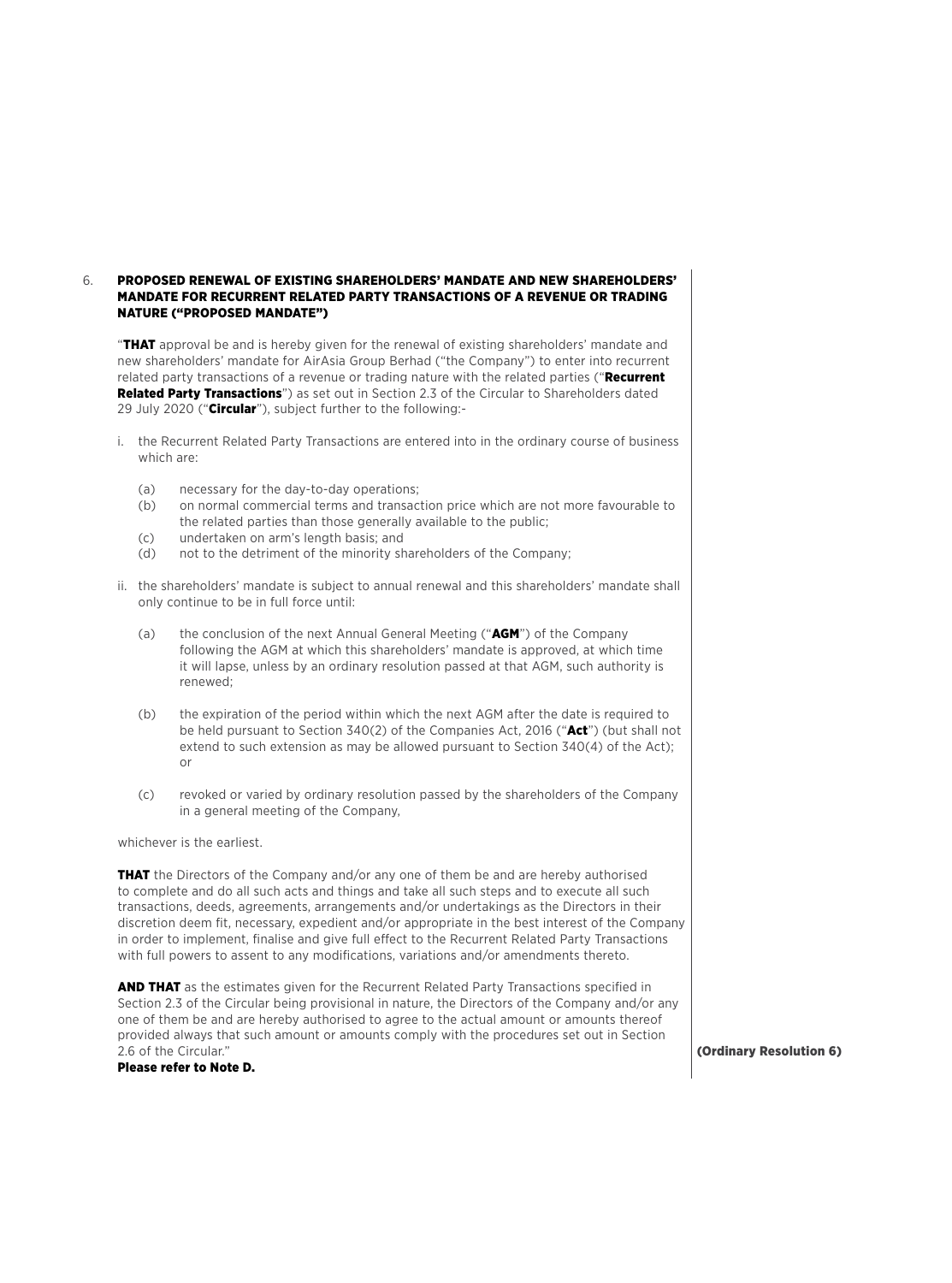6. **PROPOSED RENEWAL OF EXISTING SHAREHOLDERS' MANDATE AND NEW SHAREHOLDERS' MANDATE FOR RECURRENT RELATED PARTY TRANSACTIONS OF A REVENUE OR TRADING NATURE ("PROPOSED MANDATE")**

"**THAT** approval be and is hereby given for the renewal of existing shareholders' mandate and new shareholders' mandate for AirAsia Group Berhad ("the Company") to enter into recurrent related party transactions of a revenue or trading nature with the related parties ("**Recurrent Related Party Transactions**") as set out in Section 2.3 of the Circular to Shareholders dated 29 July 2020 ("**Circular**"), subject further to the following:-

i. the Recurrent Related Party Transactions are entered into in the ordinary course of business which are:

   (a) necessary for the day-to-day operations;
   (b) on normal commercial terms and transaction price which are not more favourable to the related parties than those generally available to the public;
   (c) undertaken on arm's length basis; and
   (d) not to the detriment of the minority shareholders of the Company;

ii. the shareholders' mandate is subject to annual renewal and this shareholders' mandate shall only continue to be in full force until:

   (a) the conclusion of the next Annual General Meeting ("**AGM**") of the Company following the AGM at which this shareholders' mandate is approved, at which time it will lapse, unless by an ordinary resolution passed at that AGM, such authority is renewed;

   (b) the expiration of the period within which the next AGM after the date is required to be held pursuant to Section 340(2) of the Companies Act, 2016 ("**Act**") (but shall not extend to such extension as may be allowed pursuant to Section 340(4) of the Act); or

   (c) revoked or varied by ordinary resolution passed by the shareholders of the Company in a general meeting of the Company,

whichever is the earliest.

**THAT** the Directors of the Company and/or any one of them be and are hereby authorised to complete and do all such acts and things and take all such steps and to execute all such transactions, deeds, agreements, arrangements and/or undertakings as the Directors in their discretion deem fit, necessary, expedient and/or appropriate in the best interest of the Company in order to implement, finalise and give full effect to the Recurrent Related Party Transactions with full powers to assent to any modifications, variations and/or amendments thereto.

**AND THAT** as the estimates given for the Recurrent Related Party Transactions specified in Section 2.3 of the Circular being provisional in nature, the Directors of the Company and/or any one of them be and are hereby authorised to agree to the actual amount or amounts thereof provided always that such amount or amounts comply with the procedures set out in Section 2.6 of the Circular."

**(Ordinary Resolution 6)**

**Please refer to Note D.**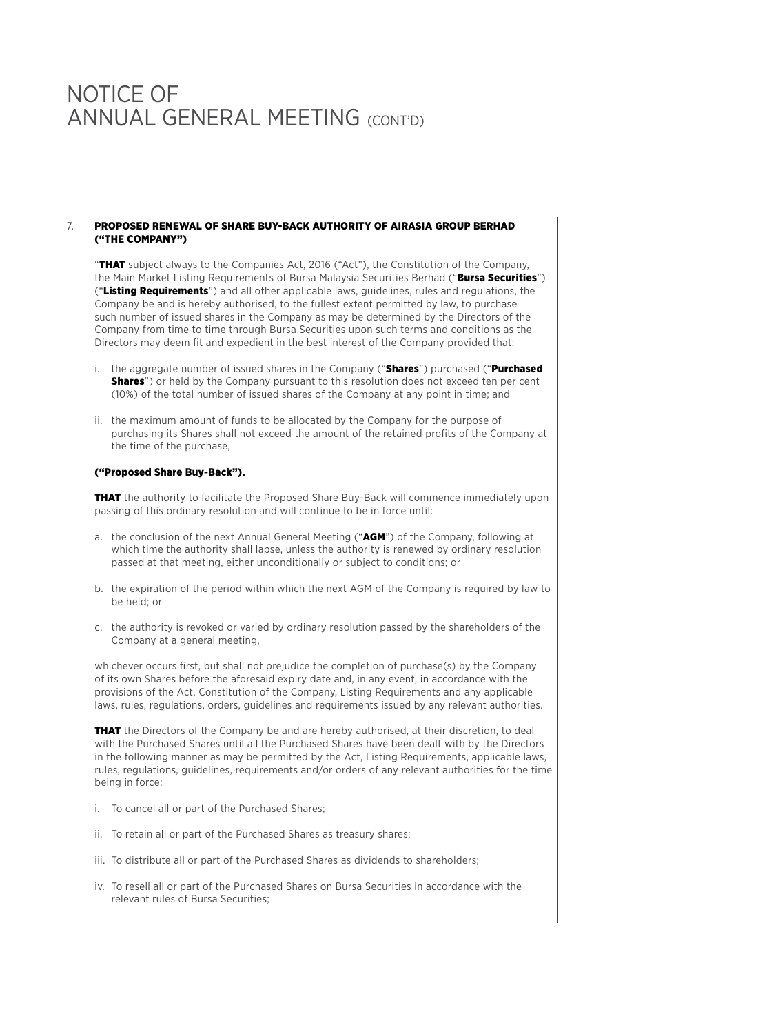# NOTICE OF ANNUAL GENERAL MEETING (CONT'D)

7. **PROPOSED RENEWAL OF SHARE BUY-BACK AUTHORITY OF AIRASIA GROUP BERHAD ("THE COMPANY")**

"**THAT** subject always to the Companies Act, 2016 ("Act"), the Constitution of the Company, the Main Market Listing Requirements of Bursa Malaysia Securities Berhad ("**Bursa Securities**") ("**Listing Requirements**") and all other applicable laws, guidelines, rules and regulations, the Company be and is hereby authorised, to the fullest extent permitted by law, to purchase such number of issued shares in the Company as may be determined by the Directors of the Company from time to time through Bursa Securities upon such terms and conditions as the Directors may deem fit and expedient in the best interest of the Company provided that:

i. the aggregate number of issued shares in the Company ("**Shares**") purchased ("**Purchased Shares**") or held by the Company pursuant to this resolution does not exceed ten per cent (10%) of the total number of issued shares of the Company at any point in time; and

ii. the maximum amount of funds to be allocated by the Company for the purpose of purchasing its Shares shall not exceed the amount of the retained profits of the Company at the time of the purchase,

**("Proposed Share Buy-Back").**

**THAT** the authority to facilitate the Proposed Share Buy-Back will commence immediately upon passing of this ordinary resolution and will continue to be in force until:

a. the conclusion of the next Annual General Meeting ("**AGM**") of the Company, following at which time the authority shall lapse, unless the authority is renewed by ordinary resolution passed at that meeting, either unconditionally or subject to conditions; or

b. the expiration of the period within which the next AGM of the Company is required by law to be held; or

c. the authority is revoked or varied by ordinary resolution passed by the shareholders of the Company at a general meeting,

whichever occurs first, but shall not prejudice the completion of purchase(s) by the Company of its own Shares before the aforesaid expiry date and, in any event, in accordance with the provisions of the Act, Constitution of the Company, Listing Requirements and any applicable laws, rules, regulations, orders, guidelines and requirements issued by any relevant authorities.

**THAT** the Directors of the Company be and are hereby authorised, at their discretion, to deal with the Purchased Shares until all the Purchased Shares have been dealt with by the Directors in the following manner as may be permitted by the Act, Listing Requirements, applicable laws, rules, regulations, guidelines, requirements and/or orders of any relevant authorities for the time being in force:

i. To cancel all or part of the Purchased Shares;

ii. To retain all or part of the Purchased Shares as treasury shares;

iii. To distribute all or part of the Purchased Shares as dividends to shareholders;

iv. To resell all or part of the Purchased Shares on Bursa Securities in accordance with the relevant rules of Bursa Securities;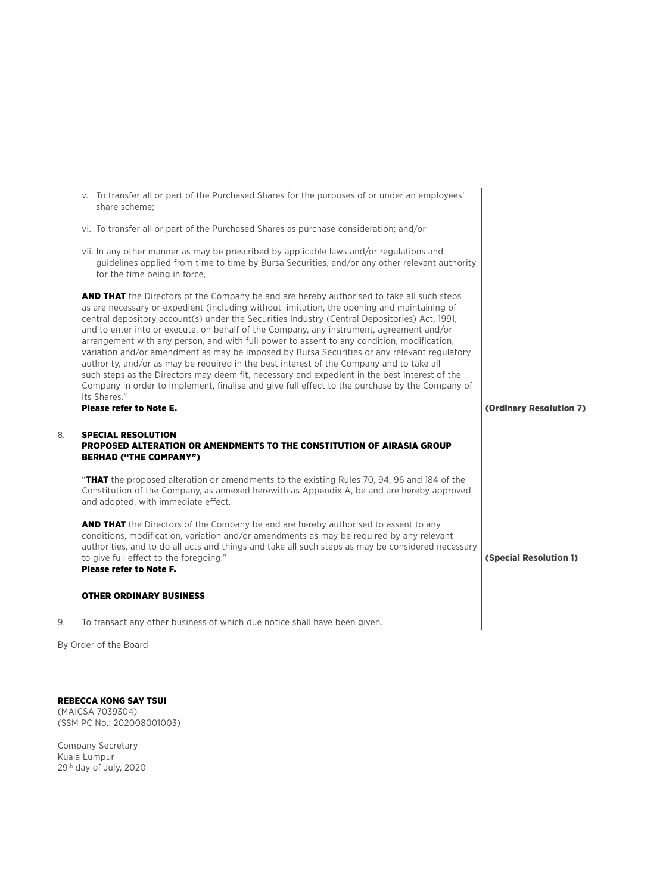v. To transfer all or part of the Purchased Shares for the purposes of or under an employees' share scheme;

vi. To transfer all or part of the Purchased Shares as purchase consideration; and/or

vii. In any other manner as may be prescribed by applicable laws and/or regulations and guidelines applied from time to time by Bursa Securities, and/or any other relevant authority for the time being in force,

**AND THAT** the Directors of the Company be and are hereby authorised to take all such steps as are necessary or expedient (including without limitation, the opening and maintaining of central depository account(s) under the Securities Industry (Central Depositories) Act, 1991, and to enter into or execute, on behalf of the Company, any instrument, agreement and/or arrangement with any person, and with full power to assent to any condition, modification, variation and/or amendment as may be imposed by Bursa Securities or any relevant regulatory authority, and/or as may be required in the best interest of the Company and to take all such steps as the Directors may deem fit, necessary and expedient in the best interest of the Company in order to implement, finalise and give full effect to the purchase by the Company of its Shares."

**Please refer to Note E.** **(Ordinary Resolution 7)**

8. **SPECIAL RESOLUTION**
**PROPOSED ALTERATION OR AMENDMENTS TO THE CONSTITUTION OF AIRASIA GROUP BERHAD ("THE COMPANY")**

"**THAT** the proposed alteration or amendments to the existing Rules 70, 94, 96 and 184 of the Constitution of the Company, as annexed herewith as Appendix A, be and are hereby approved and adopted, with immediate effect.

**AND THAT** the Directors of the Company be and are hereby authorised to assent to any conditions, modification, variation and/or amendments as may be required by any relevant authorities, and to do all acts and things and take all such steps as may be considered necessary to give full effect to the foregoing."

**Please refer to Note F.** **(Special Resolution 1)**

**OTHER ORDINARY BUSINESS**

9. To transact any other business of which due notice shall have been given.

By Order of the Board

**REBECCA KONG SAY TSUI**
(MAICSA 7039304)
(SSM PC No.: 202008001003)

Company Secretary
Kuala Lumpur
29th day of July, 2020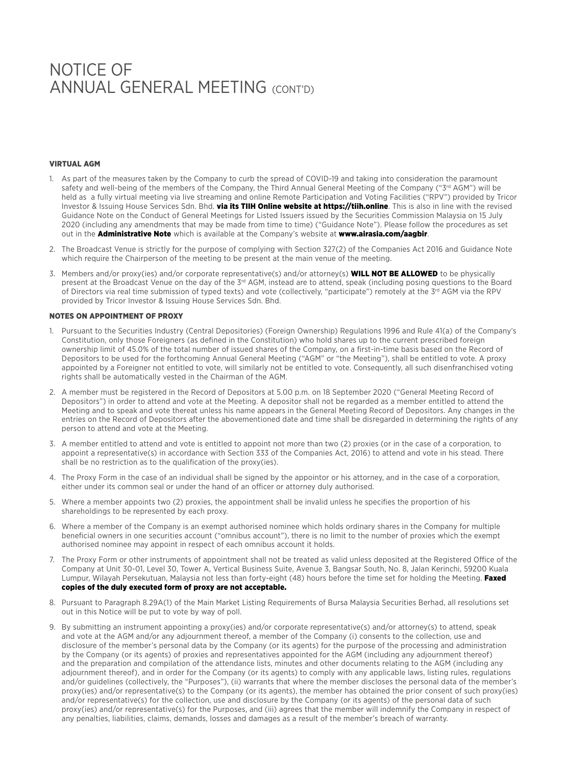# NOTICE OF ANNUAL GENERAL MEETING (CONT'D)

## VIRTUAL AGM

1. As part of the measures taken by the Company to curb the spread of COVID-19 and taking into consideration the paramount safety and well-being of the members of the Company, the Third Annual General Meeting of the Company ("3rd AGM") will be held as a fully virtual meeting via live streaming and online Remote Participation and Voting Facilities ("RPV") provided by Tricor Investor & Issuing House Services Sdn. Bhd. **via its TIIH Online website at https://tiih.online**. This is also in line with the revised Guidance Note on the Conduct of General Meetings for Listed Issuers issued by the Securities Commission Malaysia on 15 July 2020 (including any amendments that may be made from time to time) ("Guidance Note"). Please follow the procedures as set out in the **Administrative Note** which is available at the Company's website at **www.airasia.com/aagbir**.
2. The Broadcast Venue is strictly for the purpose of complying with Section 327(2) of the Companies Act 2016 and Guidance Note which require the Chairperson of the meeting to be present at the main venue of the meeting.
3. Members and/or proxy(ies) and/or corporate representative(s) and/or attorney(s) **WILL NOT BE ALLOWED** to be physically present at the Broadcast Venue on the day of the 3rd AGM, instead are to attend, speak (including posing questions to the Board of Directors via real time submission of typed texts) and vote (collectively, "participate") remotely at the 3rd AGM via the RPV provided by Tricor Investor & Issuing House Services Sdn. Bhd.

## NOTES ON APPOINTMENT OF PROXY

1. Pursuant to the Securities Industry (Central Depositories) (Foreign Ownership) Regulations 1996 and Rule 41(a) of the Company's Constitution, only those Foreigners (as defined in the Constitution) who hold shares up to the current prescribed foreign ownership limit of 45.0% of the total number of issued shares of the Company, on a first-in-time basis based on the Record of Depositors to be used for the forthcoming Annual General Meeting ("AGM" or "the Meeting"), shall be entitled to vote. A proxy appointed by a Foreigner not entitled to vote, will similarly not be entitled to vote. Consequently, all such disenfranchised voting rights shall be automatically vested in the Chairman of the AGM.
2. A member must be registered in the Record of Depositors at 5.00 p.m. on 18 September 2020 ("General Meeting Record of Depositors") in order to attend and vote at the Meeting. A depositor shall not be regarded as a member entitled to attend the Meeting and to speak and vote thereat unless his name appears in the General Meeting Record of Depositors. Any changes in the entries on the Record of Depositors after the abovementioned date and time shall be disregarded in determining the rights of any person to attend and vote at the Meeting.
3. A member entitled to attend and vote is entitled to appoint not more than two (2) proxies (or in the case of a corporation, to appoint a representative(s) in accordance with Section 333 of the Companies Act, 2016) to attend and vote in his stead. There shall be no restriction as to the qualification of the proxy(ies).
4. The Proxy Form in the case of an individual shall be signed by the appointor or his attorney, and in the case of a corporation, either under its common seal or under the hand of an officer or attorney duly authorised.
5. Where a member appoints two (2) proxies, the appointment shall be invalid unless he specifies the proportion of his shareholdings to be represented by each proxy.
6. Where a member of the Company is an exempt authorised nominee which holds ordinary shares in the Company for multiple beneficial owners in one securities account ("omnibus account"), there is no limit to the number of proxies which the exempt authorised nominee may appoint in respect of each omnibus account it holds.
7. The Proxy Form or other instruments of appointment shall not be treated as valid unless deposited at the Registered Office of the Company at Unit 30-01, Level 30, Tower A, Vertical Business Suite, Avenue 3, Bangsar South, No. 8, Jalan Kerinchi, 59200 Kuala Lumpur, Wilayah Persekutuan, Malaysia not less than forty-eight (48) hours before the time set for holding the Meeting. **Faxed copies of the duly executed form of proxy are not acceptable.**
8. Pursuant to Paragraph 8.29A(1) of the Main Market Listing Requirements of Bursa Malaysia Securities Berhad, all resolutions set out in this Notice will be put to vote by way of poll.
9. By submitting an instrument appointing a proxy(ies) and/or corporate representative(s) and/or attorney(s) to attend, speak and vote at the AGM and/or any adjournment thereof, a member of the Company (i) consents to the collection, use and disclosure of the member's personal data by the Company (or its agents) for the purpose of the processing and administration by the Company (or its agents) of proxies and representatives appointed for the AGM (including any adjournment thereof) and the preparation and compilation of the attendance lists, minutes and other documents relating to the AGM (including any adjournment thereof), and in order for the Company (or its agents) to comply with any applicable laws, listing rules, regulations and/or guidelines (collectively, the "Purposes"), (ii) warrants that where the member discloses the personal data of the member's proxy(ies) and/or representative(s) to the Company (or its agents), the member has obtained the prior consent of such proxy(ies) and/or representative(s) for the collection, use and disclosure by the Company (or its agents) of the personal data of such proxy(ies) and/or representative(s) for the Purposes, and (iii) agrees that the member will indemnify the Company in respect of any penalties, liabilities, claims, demands, losses and damages as a result of the member's breach of warranty.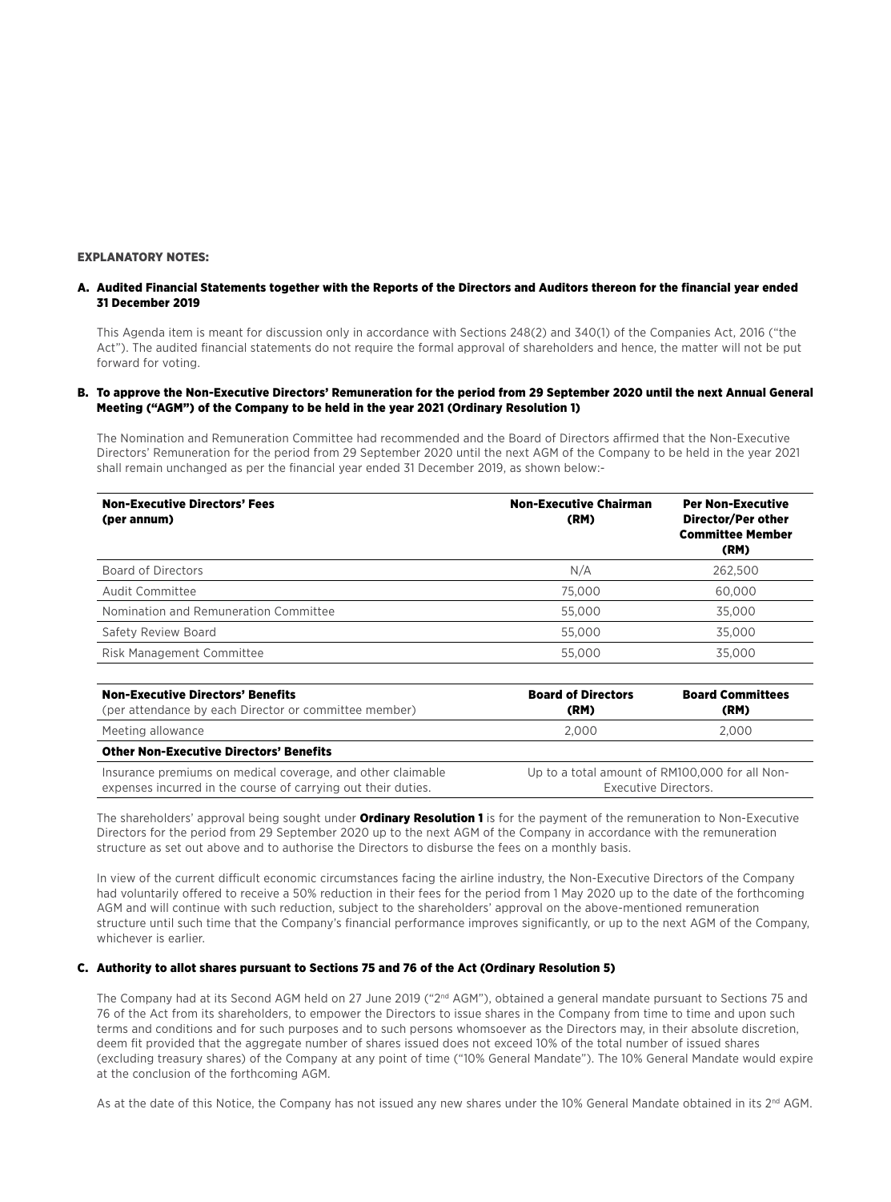## EXPLANATORY NOTES:

### A. Audited Financial Statements together with the Reports of the Directors and Auditors thereon for the financial year ended 31 December 2019

This Agenda item is meant for discussion only in accordance with Sections 248(2) and 340(1) of the Companies Act, 2016 ("the Act"). The audited financial statements do not require the formal approval of shareholders and hence, the matter will not be put forward for voting.

### B. To approve the Non-Executive Directors' Remuneration for the period from 29 September 2020 until the next Annual General Meeting ("AGM") of the Company to be held in the year 2021 (Ordinary Resolution 1)

The Nomination and Remuneration Committee had recommended and the Board of Directors affirmed that the Non-Executive Directors' Remuneration for the period from 29 September 2020 until the next AGM of the Company to be held in the year 2021 shall remain unchanged as per the financial year ended 31 December 2019, as shown below:-

| Non-Executive Directors' Fees (per annum) | Non-Executive Chairman (RM) | Per Non-Executive Director/Per other Committee Member (RM) |
|---|---|---|
| Board of Directors | N/A | 262,500 |
| Audit Committee | 75,000 | 60,000 |
| Nomination and Remuneration Committee | 55,000 | 35,000 |
| Safety Review Board | 55,000 | 35,000 |
| Risk Management Committee | 55,000 | 35,000 |

| Non-Executive Directors' Benefits (per attendance by each Director or committee member) | Board of Directors (RM) | Board Committees (RM) |
|---|---|---|
| Meeting allowance | 2,000 | 2,000 |
| **Other Non-Executive Directors' Benefits** | | |
| Insurance premiums on medical coverage, and other claimable expenses incurred in the course of carrying out their duties. | Up to a total amount of RM100,000 for all Non-Executive Directors. | |

The shareholders' approval being sought under **Ordinary Resolution 1** is for the payment of the remuneration to Non-Executive Directors for the period from 29 September 2020 up to the next AGM of the Company in accordance with the remuneration structure as set out above and to authorise the Directors to disburse the fees on a monthly basis.

In view of the current difficult economic circumstances facing the airline industry, the Non-Executive Directors of the Company had voluntarily offered to receive a 50% reduction in their fees for the period from 1 May 2020 up to the date of the forthcoming AGM and will continue with such reduction, subject to the shareholders' approval on the above-mentioned remuneration structure until such time that the Company's financial performance improves significantly, or up to the next AGM of the Company, whichever is earlier.

### C. Authority to allot shares pursuant to Sections 75 and 76 of the Act (Ordinary Resolution 5)

The Company had at its Second AGM held on 27 June 2019 ("2nd AGM"), obtained a general mandate pursuant to Sections 75 and 76 of the Act from its shareholders, to empower the Directors to issue shares in the Company from time to time and upon such terms and conditions and for such purposes and to such persons whomsoever as the Directors may, in their absolute discretion, deem fit provided that the aggregate number of shares issued does not exceed 10% of the total number of issued shares (excluding treasury shares) of the Company at any point of time ("10% General Mandate"). The 10% General Mandate would expire at the conclusion of the forthcoming AGM.

As at the date of this Notice, the Company has not issued any new shares under the 10% General Mandate obtained in its 2nd AGM.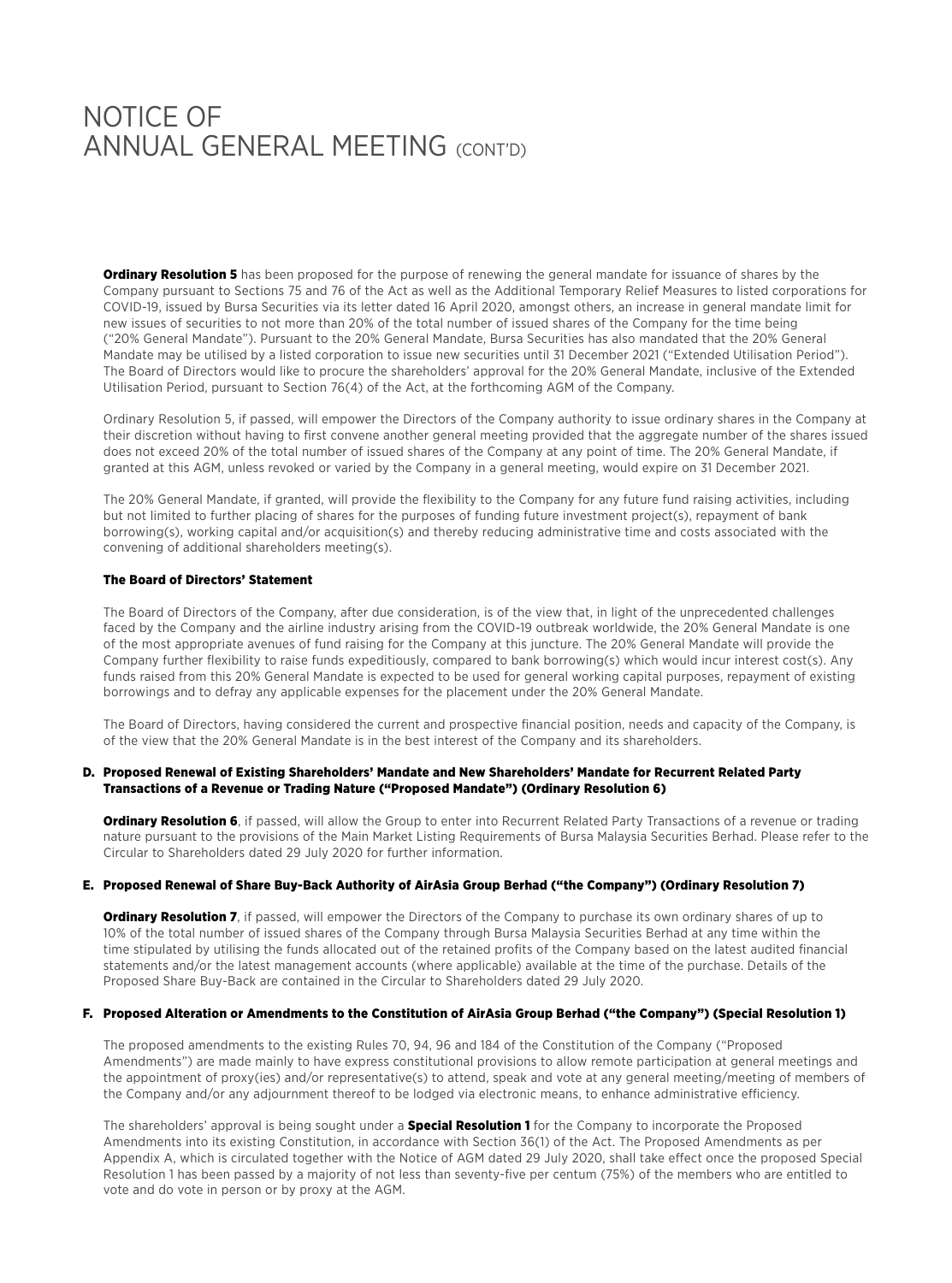**Ordinary Resolution 5** has been proposed for the purpose of renewing the general mandate for issuance of shares by the Company pursuant to Sections 75 and 76 of the Act as well as the Additional Temporary Relief Measures to listed corporations for COVID-19, issued by Bursa Securities via its letter dated 16 April 2020, amongst others, an increase in general mandate limit for new issues of securities to not more than 20% of the total number of issued shares of the Company for the time being ("20% General Mandate"). Pursuant to the 20% General Mandate, Bursa Securities has also mandated that the 20% General Mandate may be utilised by a listed corporation to issue new securities until 31 December 2021 ("Extended Utilisation Period"). The Board of Directors would like to procure the shareholders' approval for the 20% General Mandate, inclusive of the Extended Utilisation Period, pursuant to Section 76(4) of the Act, at the forthcoming AGM of the Company.

Ordinary Resolution 5, if passed, will empower the Directors of the Company authority to issue ordinary shares in the Company at their discretion without having to first convene another general meeting provided that the aggregate number of the shares issued does not exceed 20% of the total number of issued shares of the Company at any point of time. The 20% General Mandate, if granted at this AGM, unless revoked or varied by the Company in a general meeting, would expire on 31 December 2021.

The 20% General Mandate, if granted, will provide the flexibility to the Company for any future fund raising activities, including but not limited to further placing of shares for the purposes of funding future investment project(s), repayment of bank borrowing(s), working capital and/or acquisition(s) and thereby reducing administrative time and costs associated with the convening of additional shareholders meeting(s).

**The Board of Directors' Statement**

The Board of Directors of the Company, after due consideration, is of the view that, in light of the unprecedented challenges faced by the Company and the airline industry arising from the COVID-19 outbreak worldwide, the 20% General Mandate is one of the most appropriate avenues of fund raising for the Company at this juncture. The 20% General Mandate will provide the Company further flexibility to raise funds expeditiously, compared to bank borrowing(s) which would incur interest cost(s). Any funds raised from this 20% General Mandate is expected to be used for general working capital purposes, repayment of existing borrowings and to defray any applicable expenses for the placement under the 20% General Mandate.

The Board of Directors, having considered the current and prospective financial position, needs and capacity of the Company, is of the view that the 20% General Mandate is in the best interest of the Company and its shareholders.

### D. Proposed Renewal of Existing Shareholders' Mandate and New Shareholders' Mandate for Recurrent Related Party Transactions of a Revenue or Trading Nature ("Proposed Mandate") (Ordinary Resolution 6)

**Ordinary Resolution 6**, if passed, will allow the Group to enter into Recurrent Related Party Transactions of a revenue or trading nature pursuant to the provisions of the Main Market Listing Requirements of Bursa Malaysia Securities Berhad. Please refer to the Circular to Shareholders dated 29 July 2020 for further information.

### E. Proposed Renewal of Share Buy-Back Authority of AirAsia Group Berhad ("the Company") (Ordinary Resolution 7)

**Ordinary Resolution 7**, if passed, will empower the Directors of the Company to purchase its own ordinary shares of up to 10% of the total number of issued shares of the Company through Bursa Malaysia Securities Berhad at any time within the time stipulated by utilising the funds allocated out of the retained profits of the Company based on the latest audited financial statements and/or the latest management accounts (where applicable) available at the time of the purchase. Details of the Proposed Share Buy-Back are contained in the Circular to Shareholders dated 29 July 2020.

### F. Proposed Alteration or Amendments to the Constitution of AirAsia Group Berhad ("the Company") (Special Resolution 1)

The proposed amendments to the existing Rules 70, 94, 96 and 184 of the Constitution of the Company ("Proposed Amendments") are made mainly to have express constitutional provisions to allow remote participation at general meetings and the appointment of proxy(ies) and/or representative(s) to attend, speak and vote at any general meeting/meeting of members of the Company and/or any adjournment thereof to be lodged via electronic means, to enhance administrative efficiency.

The shareholders' approval is being sought under a **Special Resolution 1** for the Company to incorporate the Proposed Amendments into its existing Constitution, in accordance with Section 36(1) of the Act. The Proposed Amendments as per Appendix A, which is circulated together with the Notice of AGM dated 29 July 2020, shall take effect once the proposed Special Resolution 1 has been passed by a majority of not less than seventy-five per centum (75%) of the members who are entitled to vote and do vote in person or by proxy at the AGM.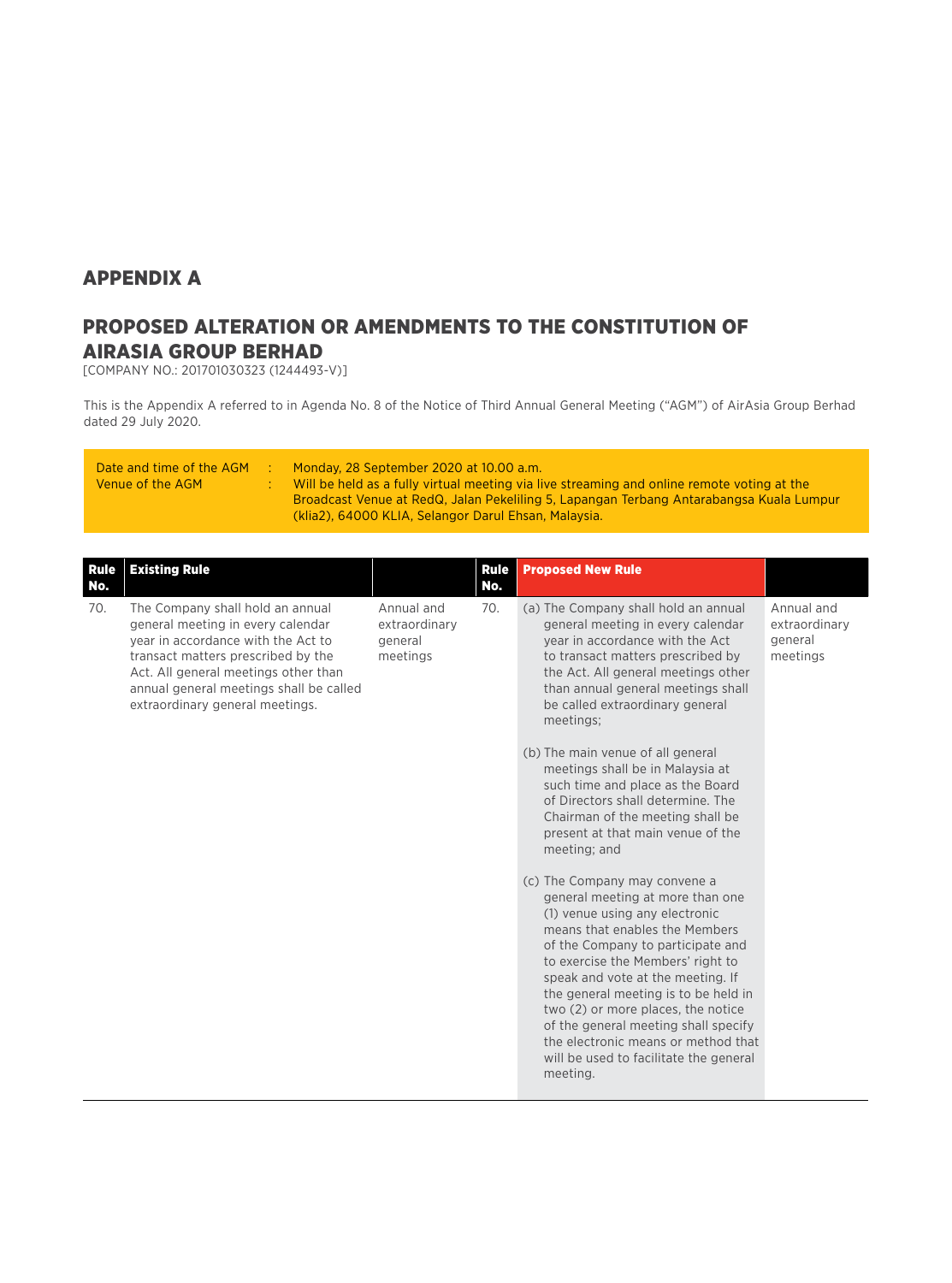## APPENDIX A

## PROPOSED ALTERATION OR AMENDMENTS TO THE CONSTITUTION OF AIRASIA GROUP BERHAD

[COMPANY NO.: 201701030323 (1244493-V)]

This is the Appendix A referred to in Agenda No. 8 of the Notice of Third Annual General Meeting ("AGM") of AirAsia Group Berhad dated 29 July 2020.

| | | |
|---|---|---|
| Date and time of the AGM | : | Monday, 28 September 2020 at 10.00 a.m. |
| Venue of the AGM | : | Will be held as a fully virtual meeting via live streaming and online remote voting at the Broadcast Venue at RedQ, Jalan Pekeliling 5, Lapangan Terbang Antarabangsa Kuala Lumpur (klia2), 64000 KLIA, Selangor Darul Ehsan, Malaysia. |

| Rule No. | Existing Rule | | Rule No. | Proposed New Rule | |
|---|---|---|---|---|---|
| 70. | The Company shall hold an annual general meeting in every calendar year in accordance with the Act to transact matters prescribed by the Act. All general meetings other than annual general meetings shall be called extraordinary general meetings. | Annual and extraordinary general meetings | 70. | (a) The Company shall hold an annual general meeting in every calendar year in accordance with the Act to transact matters prescribed by the Act. All general meetings other than annual general meetings shall be called extraordinary general meetings;<br><br>(b) The main venue of all general meetings shall be in Malaysia at such time and place as the Board of Directors shall determine. The Chairman of the meeting shall be present at that main venue of the meeting; and<br><br>(c) The Company may convene a general meeting at more than one (1) venue using any electronic means that enables the Members of the Company to participate and to exercise the Members' right to speak and vote at the meeting. If the general meeting is to be held in two (2) or more places, the notice of the general meeting shall specify the electronic means or method that will be used to facilitate the general meeting. | Annual and extraordinary general meetings |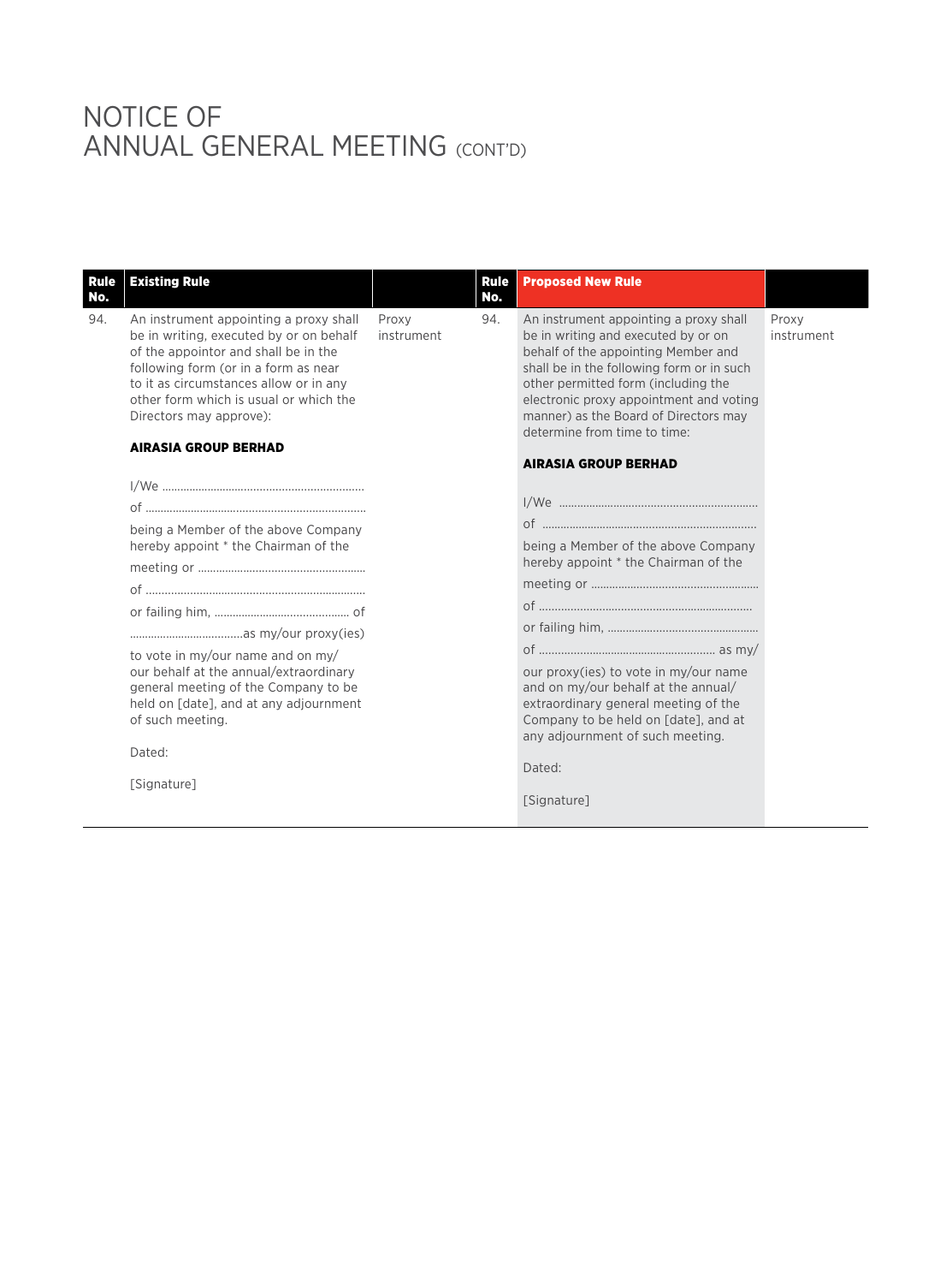# NOTICE OF ANNUAL GENERAL MEETING (CONT'D)

| Rule No. | Existing Rule | | Rule No. | Proposed New Rule | |
|---|---|---|---|---|---|
| 94. | An instrument appointing a proxy shall be in writing, executed by or on behalf of the appointor and shall be in the following form (or in a form as near to it as circumstances allow or in any other form which is usual or which the Directors may approve):<br><br>**AIRASIA GROUP BERHAD**<br><br>I/We ………………………………………………………<br>of ……………………………………………………………<br>being a Member of the above Company hereby appoint * the Chairman of the meeting or ……………………………………………<br>of ……………………………………………………………<br>or failing him, ……………………………………… of<br>………………………………as my/our proxy(ies)<br>to vote in my/our name and on my/our behalf at the annual/extraordinary general meeting of the Company to be held on [date], and at any adjournment of such meeting.<br><br>Dated:<br><br>[Signature] | Proxy instrument | 94. | An instrument appointing a proxy shall be in writing and executed by or on behalf of the appointing Member and shall be in the following form or in such other permitted form (including the electronic proxy appointment and voting manner) as the Board of Directors may determine from time to time:<br><br>**AIRASIA GROUP BERHAD**<br><br>I/We ………………………………………………………<br>of ……………………………………………………………<br>being a Member of the above Company hereby appoint * the Chairman of the meeting or ……………………………………………<br>of ……………………………………………………………<br>or failing him, ………………………………………<br>of ……………………………………………… as my/our proxy(ies) to vote in my/our name and on my/our behalf at the annual/extraordinary general meeting of the Company to be held on [date], and at any adjournment of such meeting.<br><br>Dated:<br><br>[Signature] | Proxy instrument |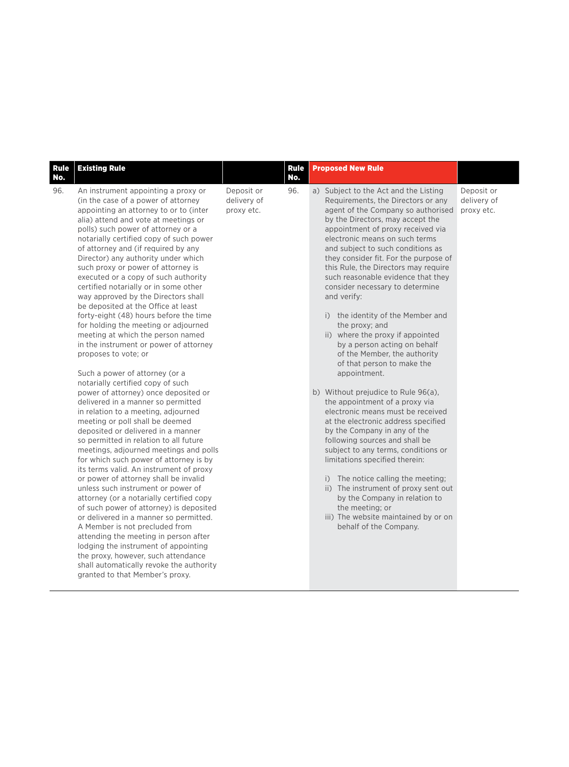| Rule No. | Existing Rule | | Rule No. | Proposed New Rule | |
|---|---|---|---|---|---|
| 96. | An instrument appointing a proxy or (in the case of a power of attorney appointing an attorney to or to (inter alia) attend and vote at meetings or polls) such power of attorney or a notarially certified copy of such power of attorney and (if required by any Director) any authority under which such proxy or power of attorney is executed or a copy of such authority certified notarially or in some other way approved by the Directors shall be deposited at the Office at least forty-eight (48) hours before the time for holding the meeting or adjourned meeting at which the person named in the instrument or power of attorney proposes to vote; or<br><br>Such a power of attorney (or a notarially certified copy of such power of attorney) once deposited or delivered in a manner so permitted in relation to a meeting, adjourned meeting or poll shall be deemed deposited or delivered in a manner so permitted in relation to all future meetings, adjourned meetings and polls for which such power of attorney is by its terms valid. An instrument of proxy or power of attorney shall be invalid unless such instrument or power of attorney (or a notarially certified copy of such power of attorney) is deposited or delivered in a manner so permitted. A Member is not precluded from attending the meeting in person after lodging the instrument of appointing the proxy, however, such attendance shall automatically revoke the authority granted to that Member's proxy. | Deposit or delivery of proxy etc. | 96. | a) Subject to the Act and the Listing Requirements, the Directors or any agent of the Company so authorised by the Directors, may accept the appointment of proxy received via electronic means on such terms and subject to such conditions as they consider fit. For the purpose of this Rule, the Directors may require such reasonable evidence that they consider necessary to determine and verify:<br><br>i) the identity of the Member and the proxy; and<br>ii) where the proxy if appointed by a person acting on behalf of the Member, the authority of that person to make the appointment.<br><br>b) Without prejudice to Rule 96(a), the appointment of a proxy via electronic means must be received at the electronic address specified by the Company in any of the following sources and shall be subject to any terms, conditions or limitations specified therein:<br><br>i) The notice calling the meeting;<br>ii) The instrument of proxy sent out by the Company in relation to the meeting; or<br>iii) The website maintained by or on behalf of the Company. | Deposit or delivery of proxy etc. |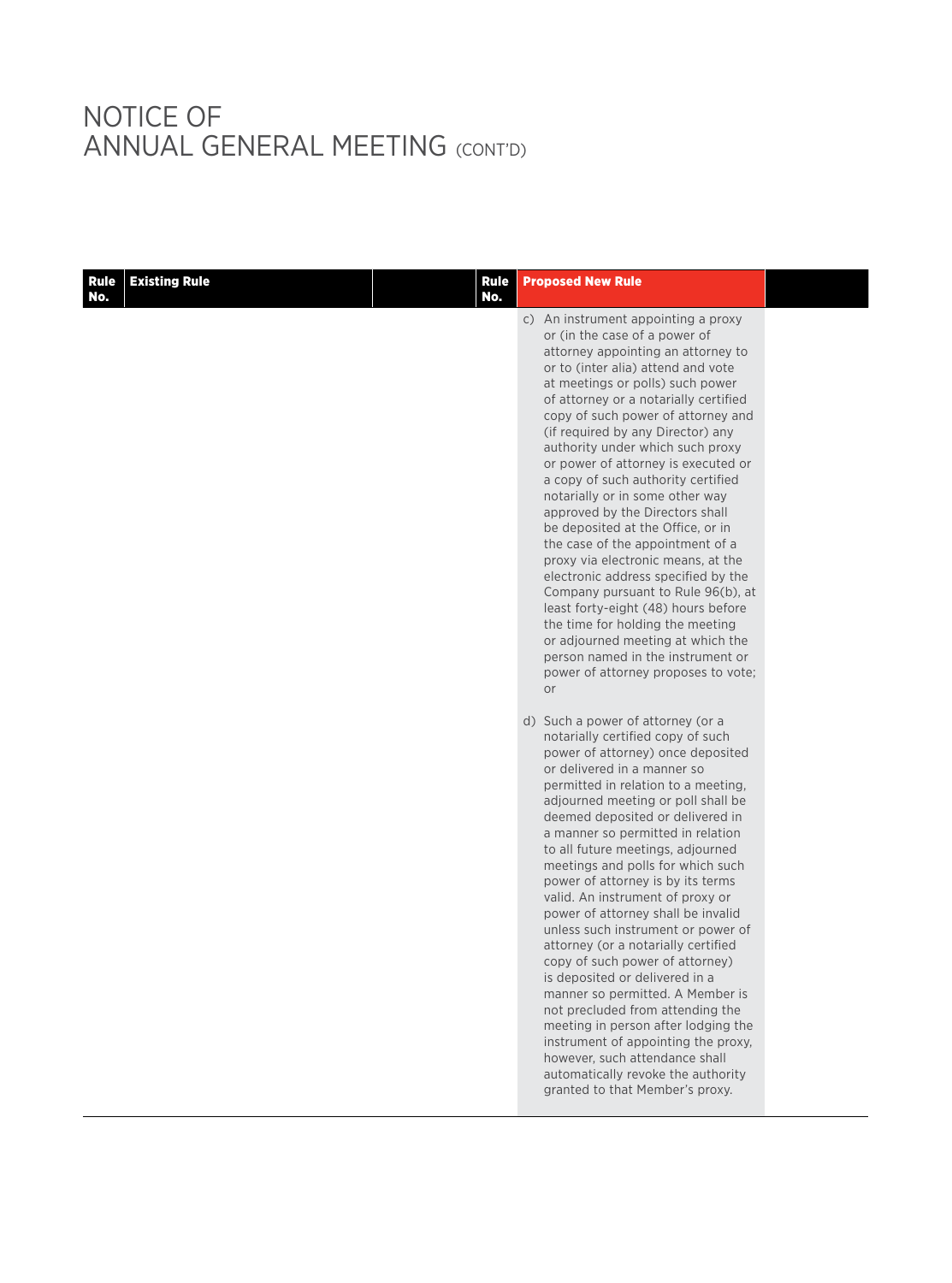# NOTICE OF ANNUAL GENERAL MEETING (CONT'D)

| Rule No. | Existing Rule | Rule No. | Proposed New Rule |
|---|---|---|---|
| | | | c) An instrument appointing a proxy or (in the case of a power of attorney appointing an attorney to or to (inter alia) attend and vote at meetings or polls) such power of attorney or a notarially certified copy of such power of attorney and (if required by any Director) any authority under which such proxy or power of attorney is executed or a copy of such authority certified notarially or in some other way approved by the Directors shall be deposited at the Office, or in the case of the appointment of a proxy via electronic means, at the electronic address specified by the Company pursuant to Rule 96(b), at least forty-eight (48) hours before the time for holding the meeting or adjourned meeting at which the person named in the instrument or power of attorney proposes to vote; or<br><br>d) Such a power of attorney (or a notarially certified copy of such power of attorney) once deposited or delivered in a manner so permitted in relation to a meeting, adjourned meeting or poll shall be deemed deposited or delivered in a manner so permitted in relation to all future meetings, adjourned meetings and polls for which such power of attorney is by its terms valid. An instrument of proxy or power of attorney shall be invalid unless such instrument or power of attorney (or a notarially certified copy of such power of attorney) is deposited or delivered in a manner so permitted. A Member is not precluded from attending the meeting in person after lodging the instrument of appointing the proxy, however, such attendance shall automatically revoke the authority granted to that Member's proxy. |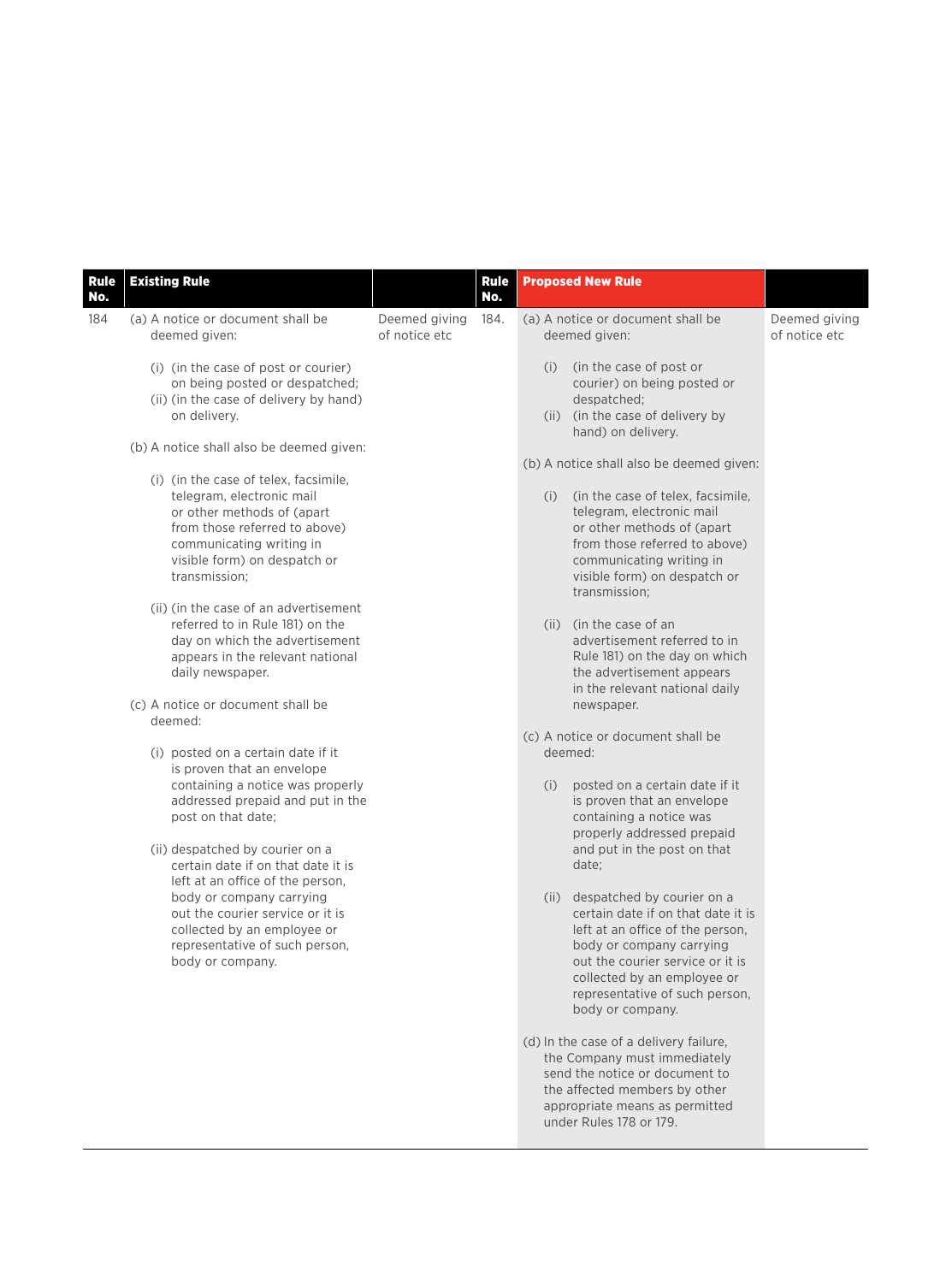| Rule No. | Existing Rule | | Rule No. | Proposed New Rule | |
|---|---|---|---|---|---|
| 184 | (a) A notice or document shall be deemed given:<br><br>(i) (in the case of post or courier) on being posted or despatched;<br>(ii) (in the case of delivery by hand) on delivery.<br><br>(b) A notice shall also be deemed given:<br><br>(i) (in the case of telex, facsimile, telegram, electronic mail or other methods of (apart from those referred to above) communicating writing in visible form) on despatch or transmission;<br><br>(ii) (in the case of an advertisement referred to in Rule 181) on the day on which the advertisement appears in the relevant national daily newspaper.<br><br>(c) A notice or document shall be deemed:<br><br>(i) posted on a certain date if it is proven that an envelope containing a notice was properly addressed prepaid and put in the post on that date;<br><br>(ii) despatched by courier on a certain date if on that date it is left at an office of the person, body or company carrying out the courier service or it is collected by an employee or representative of such person, body or company. | Deemed giving of notice etc | 184. | (a) A notice or document shall be deemed given:<br><br>(i) (in the case of post or courier) on being posted or despatched;<br>(ii) (in the case of delivery by hand) on delivery.<br><br>(b) A notice shall also be deemed given:<br><br>(i) (in the case of telex, facsimile, telegram, electronic mail or other methods of (apart from those referred to above) communicating writing in visible form) on despatch or transmission;<br><br>(ii) (in the case of an advertisement referred to in Rule 181) on the day on which the advertisement appears in the relevant national daily newspaper.<br><br>(c) A notice or document shall be deemed:<br><br>(i) posted on a certain date if it is proven that an envelope containing a notice was properly addressed prepaid and put in the post on that date;<br><br>(ii) despatched by courier on a certain date if on that date it is left at an office of the person, body or company carrying out the courier service or it is collected by an employee or representative of such person, body or company.<br><br>(d) In the case of a delivery failure, the Company must immediately send the notice or document to the affected members by other appropriate means as permitted under Rules 178 or 179. | Deemed giving of notice etc |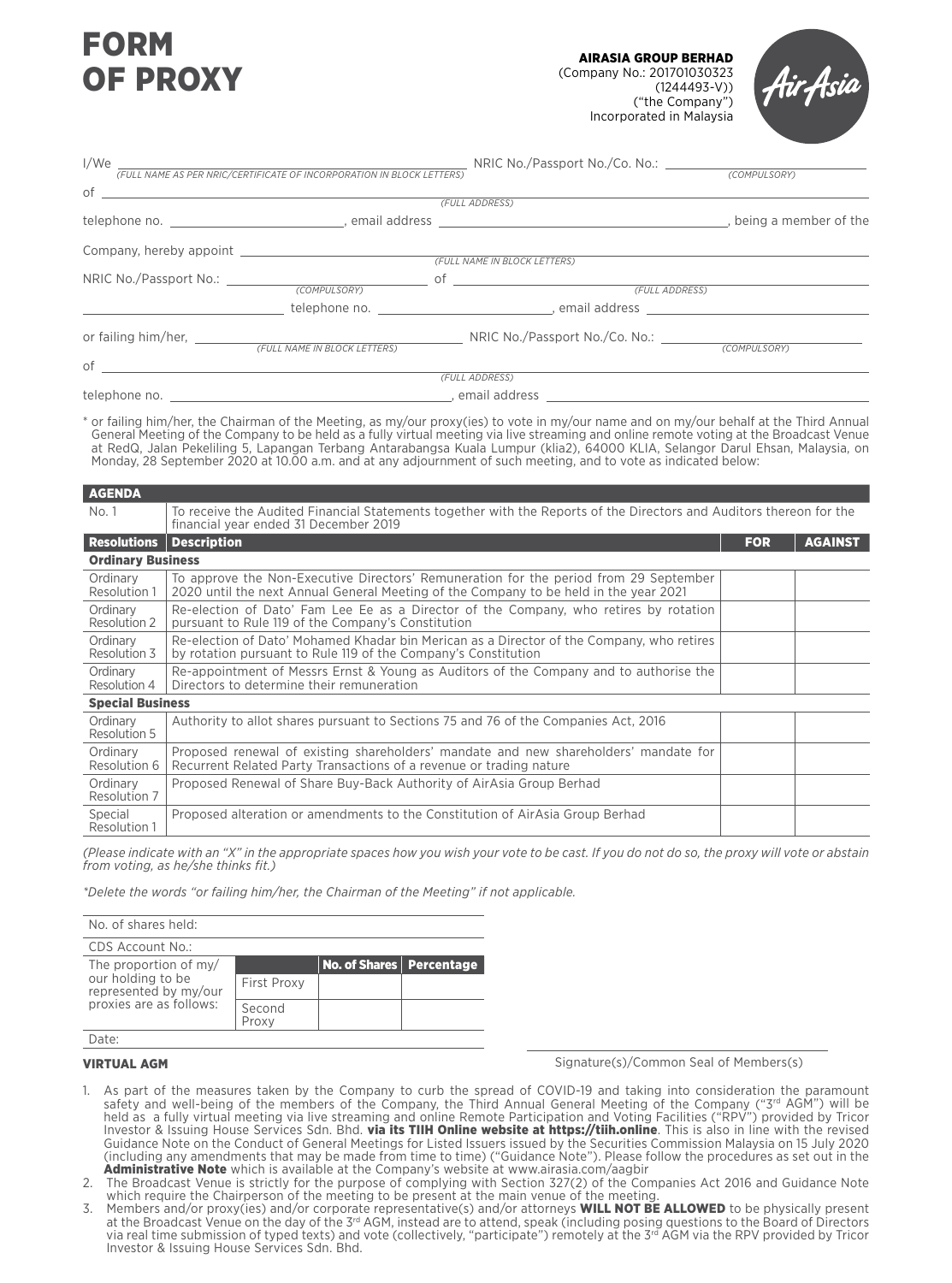# FORM OF PROXY

**AIRASIA GROUP BERHAD**
(Company No.: 201701030323 (1244493-V))
("the Company")
Incorporated in Malaysia

I/We ______________________________ NRIC No./Passport No./Co. No.: ______________
*(FULL NAME AS PER NRIC/CERTIFICATE OF INCORPORATION IN BLOCK LETTERS)* *(COMPULSORY)*

of ______________________________
*(FULL ADDRESS)*

telephone no. ______________, email address ______________, being a member of the Company, hereby appoint ______________________________
*(FULL NAME IN BLOCK LETTERS)*

NRIC No./Passport No.: ______________ of ______________________________
*(COMPULSORY)* *(FULL ADDRESS)*

______________ telephone no. ______________, email address ______________

or failing him/her, ______________________________ NRIC No./Passport No./Co. No.: ______________
*(FULL NAME IN BLOCK LETTERS)* *(COMPULSORY)*

of ______________________________
*(FULL ADDRESS)*

telephone no. ______________, email address ______________

\* or failing him/her, the Chairman of the Meeting, as my/our proxy(ies) to vote in my/our name and on my/our behalf at the Third Annual General Meeting of the Company to be held as a fully virtual meeting via live streaming and online remote voting at the Broadcast Venue at RedQ, Jalan Pekeliling 5, Lapangan Terbang Antarabangsa Kuala Lumpur (klia2), 64000 KLIA, Selangor Darul Ehsan, Malaysia, on Monday, 28 September 2020 at 10.00 a.m. and at any adjournment of such meeting, and to vote as indicated below:

| **AGENDA** | | | |
|---|---|---|---|
| No. 1 | To receive the Audited Financial Statements together with the Reports of the Directors and Auditors thereon for the financial year ended 31 December 2019 | | |
| **Resolutions** | **Description** | **FOR** | **AGAINST** |
| **Ordinary Business** | | | |
| Ordinary Resolution 1 | To approve the Non-Executive Directors' Remuneration for the period from 29 September 2020 until the next Annual General Meeting of the Company to be held in the year 2021 | | |
| Ordinary Resolution 2 | Re-election of Dato' Fam Lee Ee as a Director of the Company, who retires by rotation pursuant to Rule 119 of the Company's Constitution | | |
| Ordinary Resolution 3 | Re-election of Dato' Mohamed Khadar bin Merican as a Director of the Company, who retires by rotation pursuant to Rule 119 of the Company's Constitution | | |
| Ordinary Resolution 4 | Re-appointment of Messrs Ernst & Young as Auditors of the Company and to authorise the Directors to determine their remuneration | | |
| **Special Business** | | | |
| Ordinary Resolution 5 | Authority to allot shares pursuant to Sections 75 and 76 of the Companies Act, 2016 | | |
| Ordinary Resolution 6 | Proposed renewal of existing shareholders' mandate and new shareholders' mandate for Recurrent Related Party Transactions of a revenue or trading nature | | |
| Ordinary Resolution 7 | Proposed Renewal of Share Buy-Back Authority of AirAsia Group Berhad | | |
| Special Resolution 1 | Proposed alteration or amendments to the Constitution of AirAsia Group Berhad | | |

*(Please indicate with an "X" in the appropriate spaces how you wish your vote to be cast. If you do not do so, the proxy will vote or abstain from voting, as he/she thinks fit.)*

*\*Delete the words "or failing him/her, the Chairman of the Meeting" if not applicable.*

| No. of shares held: | | | |
|---|---|---|---|
| CDS Account No.: | | | |
| The proportion of my/our holding to be represented by my/our proxies are as follows: | | **No. of Shares** | **Percentage** |
| | First Proxy | | |
| | Second Proxy | | |
| Date: | | | |

______________________________
Signature(s)/Common Seal of Members(s)

**VIRTUAL AGM**

1. As part of the measures taken by the Company to curb the spread of COVID-19 and taking into consideration the paramount safety and well-being of the members of the Company, the Third Annual General Meeting of the Company ("3rd AGM") will be held as a fully virtual meeting via live streaming and online Remote Participation and Voting Facilities ("RPV") provided by Tricor Investor & Issuing House Services Sdn. Bhd. **via its TIIH Online website at https://tiih.online**. This is also in line with the revised Guidance Note on the Conduct of General Meetings for Listed Issuers issued by the Securities Commission Malaysia on 15 July 2020 (including any amendments that may be made from time to time) ("Guidance Note"). Please follow the procedures as set out in the **Administrative Note** which is available at the Company's website at www.airasia.com/aagbir
2. The Broadcast Venue is strictly for the purpose of complying with Section 327(2) of the Companies Act 2016 and Guidance Note which require the Chairperson of the meeting to be present at the main venue of the meeting.
3. Members and/or proxy(ies) and/or corporate representative(s) and/or attorneys **WILL NOT BE ALLOWED** to be physically present at the Broadcast Venue on the day of the 3rd AGM, instead are to attend, speak (including posing questions to the Board of Directors via real time submission of typed texts) and vote (collectively, "participate") remotely at the 3rd AGM via the RPV provided by Tricor Investor & Issuing House Services Sdn. Bhd.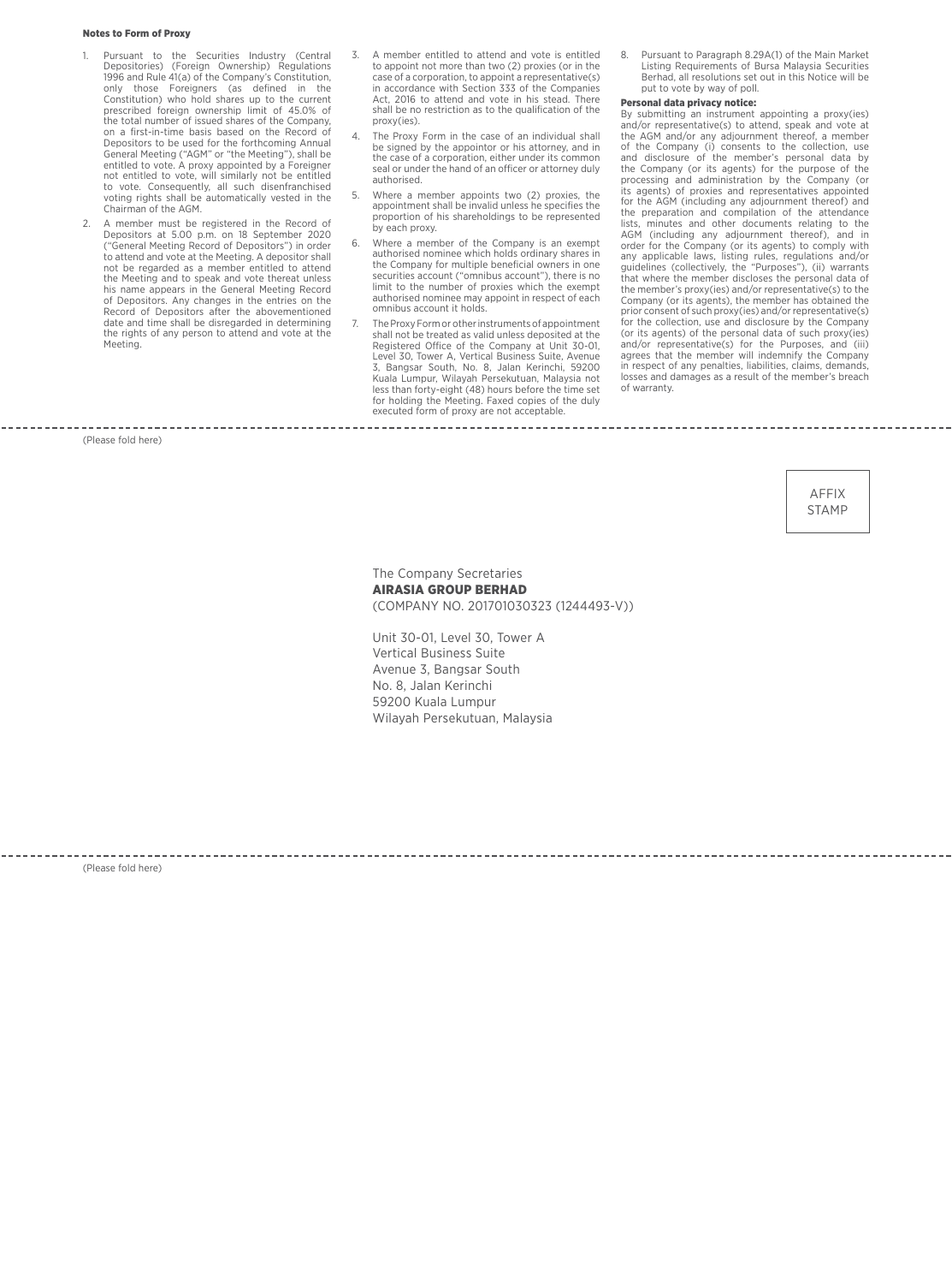**Notes to Form of Proxy**

1. Pursuant to the Securities Industry (Central Depositories) (Foreign Ownership) Regulations 1996 and Rule 41(a) of the Company's Constitution, only those Foreigners (as defined in the Constitution) who hold shares up to the current prescribed foreign ownership limit of 45.0% of the total number of issued shares of the Company, on a first-in-time basis based on the Record of Depositors to be used for the forthcoming Annual General Meeting ("AGM" or "the Meeting"), shall be entitled to vote. A proxy appointed by a Foreigner not entitled to vote, will similarly not be entitled to vote. Consequently, all such disenfranchised voting rights shall be automatically vested in the Chairman of the AGM.
2. A member must be registered in the Record of Depositors at 5.00 p.m. on 18 September 2020 ("General Meeting Record of Depositors") in order to attend and vote at the Meeting. A depositor shall not be regarded as a member entitled to attend the Meeting and to speak and vote thereat unless his name appears in the General Meeting Record of Depositors. Any changes in the entries on the Record of Depositors after the abovementioned date and time shall be disregarded in determining the rights of any person to attend and vote at the Meeting.
3. A member entitled to attend and vote is entitled to appoint not more than two (2) proxies (or in the case of a corporation, to appoint a representative(s) in accordance with Section 333 of the Companies Act, 2016 to attend and vote in his stead. There shall be no restriction as to the qualification of the proxy(ies).
4. The Proxy Form in the case of an individual shall be signed by the appointor or his attorney, and in the case of a corporation, either under its common seal or under the hand of an officer or attorney duly authorised.
5. Where a member appoints two (2) proxies, the appointment shall be invalid unless he specifies the proportion of his shareholdings to be represented by each proxy.
6. Where a member of the Company is an exempt authorised nominee which holds ordinary shares in the Company for multiple beneficial owners in one securities account ("omnibus account"), there is no limit to the number of proxies which the exempt authorised nominee may appoint in respect of each omnibus account it holds.
7. The Proxy Form or other instruments of appointment shall not be treated as valid unless deposited at the Registered Office of the Company at Unit 30-01, Level 30, Tower A, Vertical Business Suite, Avenue 3, Bangsar South, No. 8, Jalan Kerinchi, 59200 Kuala Lumpur, Wilayah Persekutuan, Malaysia not less than forty-eight (48) hours before the time set for holding the Meeting. Faxed copies of the duly executed form of proxy are not acceptable.
8. Pursuant to Paragraph 8.29A(1) of the Main Market Listing Requirements of Bursa Malaysia Securities Berhad, all resolutions set out in this Notice will be put to vote by way of poll.

**Personal data privacy notice:**

By submitting an instrument appointing a proxy(ies) and/or representative(s) to attend, speak and vote at the AGM and/or any adjournment thereof, a member of the Company (i) consents to the collection, use and disclosure of the member's personal data by the Company (or its agents) for the purpose of the processing and administration by the Company (or its agents) of proxies and representatives appointed for the AGM (including any adjournment thereof) and the preparation and compilation of the attendance lists, minutes and other documents relating to the AGM (including any adjournment thereof), and in order for the Company (or its agents) to comply with any applicable laws, listing rules, regulations and/or guidelines (collectively, the "Purposes"), (ii) warrants that where the member discloses the personal data of the member's proxy(ies) and/or representative(s) to the Company (or its agents), the member has obtained the prior consent of such proxy(ies) and/or representative(s) for the collection, use and disclosure by the Company (or its agents) of the personal data of such proxy(ies) and/or representative(s) for the Purposes, and (iii) agrees that the member will indemnify the Company in respect of any penalties, liabilities, claims, demands, losses and damages as a result of the member's breach of warranty.

(Please fold here)

AFFIX STAMP

The Company Secretaries
**AIRASIA GROUP BERHAD**
(COMPANY NO. 201701030323 (1244493-V))

Unit 30-01, Level 30, Tower A
Vertical Business Suite
Avenue 3, Bangsar South
No. 8, Jalan Kerinchi
59200 Kuala Lumpur
Wilayah Persekutuan, Malaysia

(Please fold here)